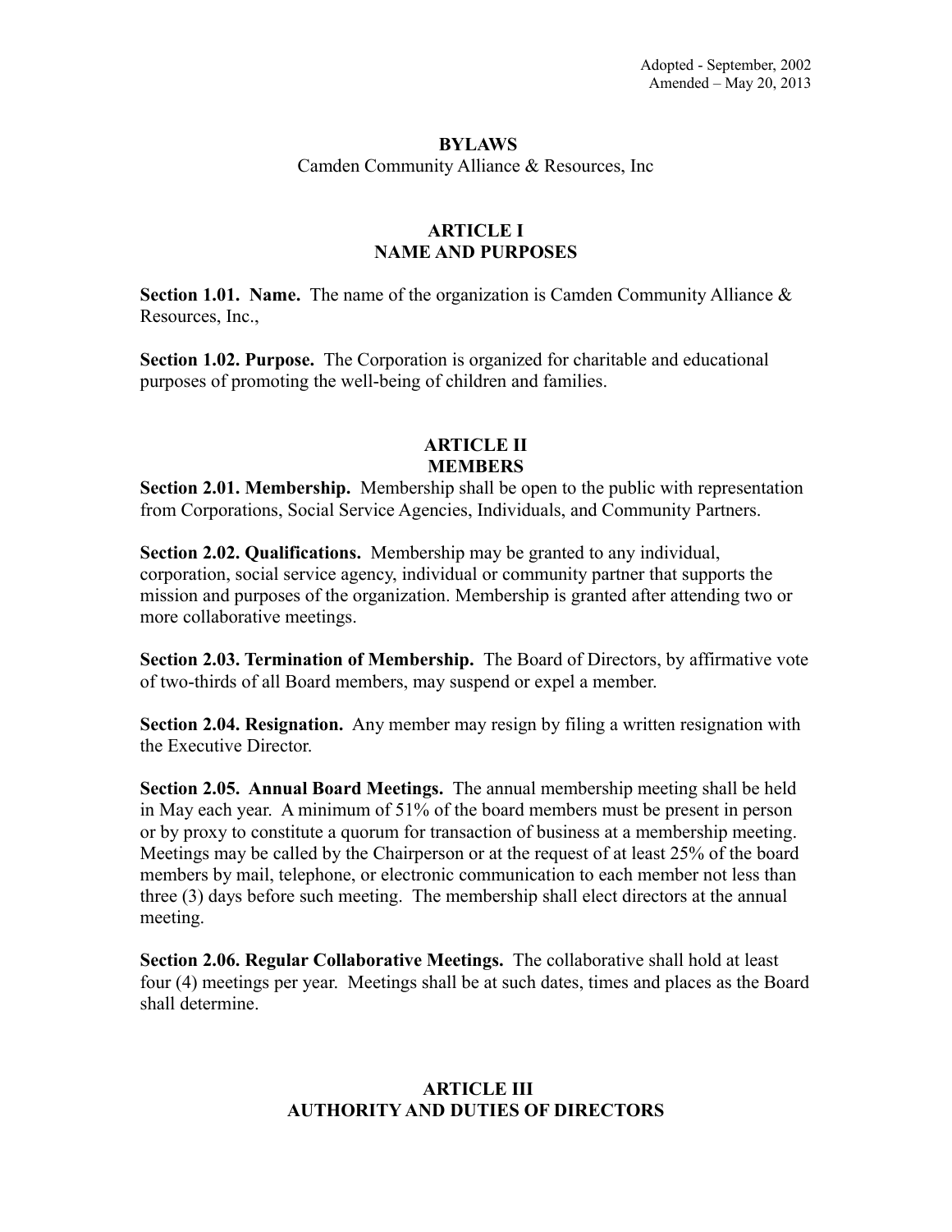Adopted - September, 2002
Amended – May 20, 2013

# BYLAWS

Camden Community Alliance & Resources, Inc

## ARTICLE I
## NAME AND PURPOSES

**Section 1.01. Name.** The name of the organization is Camden Community Alliance & Resources, Inc.,

**Section 1.02. Purpose.** The Corporation is organized for charitable and educational purposes of promoting the well-being of children and families.

## ARTICLE II
## MEMBERS

**Section 2.01. Membership.** Membership shall be open to the public with representation from Corporations, Social Service Agencies, Individuals, and Community Partners.

**Section 2.02. Qualifications.** Membership may be granted to any individual, corporation, social service agency, individual or community partner that supports the mission and purposes of the organization. Membership is granted after attending two or more collaborative meetings.

**Section 2.03. Termination of Membership.** The Board of Directors, by affirmative vote of two-thirds of all Board members, may suspend or expel a member.

**Section 2.04. Resignation.** Any member may resign by filing a written resignation with the Executive Director.

**Section 2.05. Annual Board Meetings.** The annual membership meeting shall be held in May each year. A minimum of 51% of the board members must be present in person or by proxy to constitute a quorum for transaction of business at a membership meeting. Meetings may be called by the Chairperson or at the request of at least 25% of the board members by mail, telephone, or electronic communication to each member not less than three (3) days before such meeting. The membership shall elect directors at the annual meeting.

**Section 2.06. Regular Collaborative Meetings.** The collaborative shall hold at least four (4) meetings per year. Meetings shall be at such dates, times and places as the Board shall determine.

## ARTICLE III
## AUTHORITY AND DUTIES OF DIRECTORS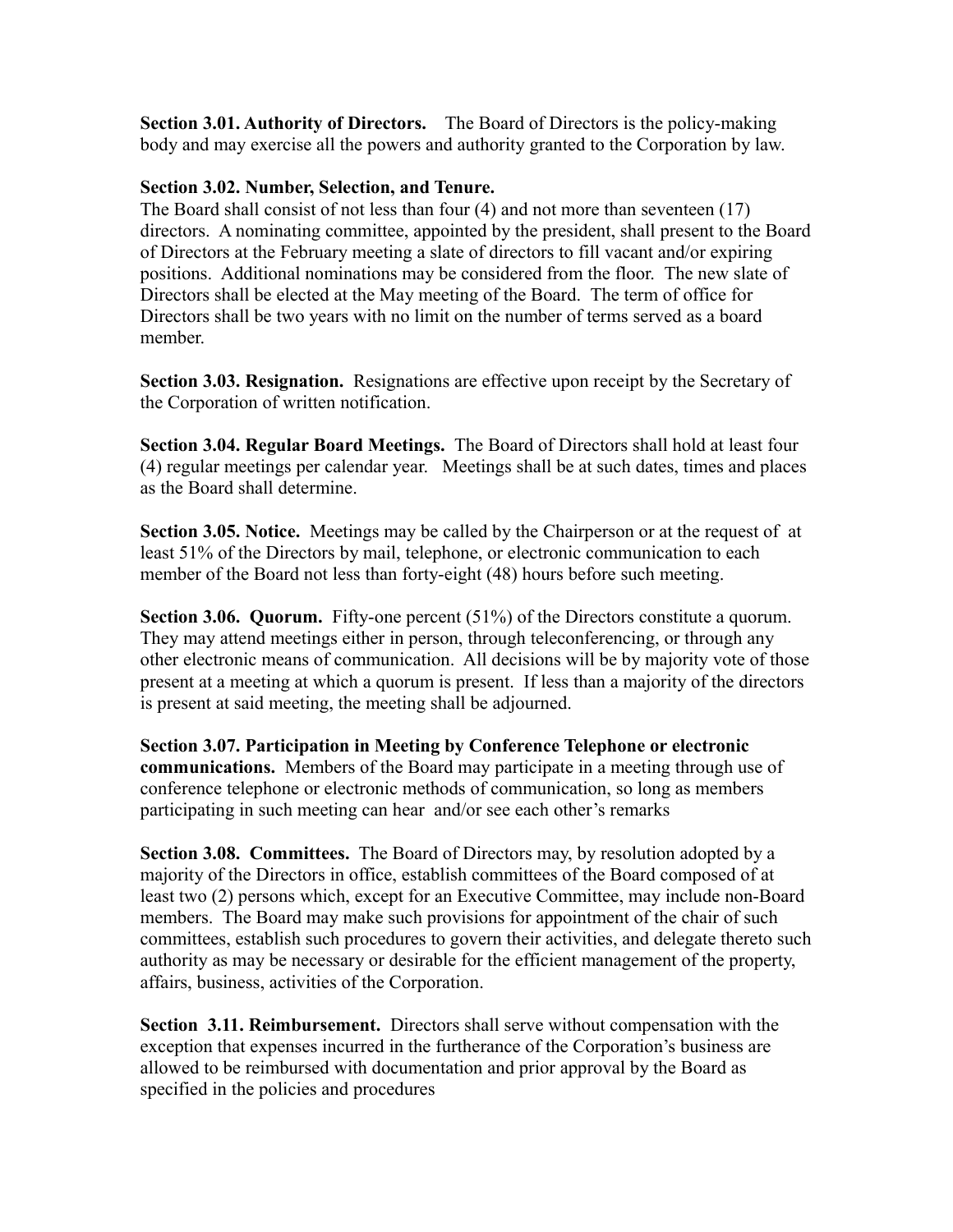**Section 3.01. Authority of Directors.** The Board of Directors is the policy-making body and may exercise all the powers and authority granted to the Corporation by law.

**Section 3.02. Number, Selection, and Tenure.**
The Board shall consist of not less than four (4) and not more than seventeen (17) directors. A nominating committee, appointed by the president, shall present to the Board of Directors at the February meeting a slate of directors to fill vacant and/or expiring positions. Additional nominations may be considered from the floor. The new slate of Directors shall be elected at the May meeting of the Board. The term of office for Directors shall be two years with no limit on the number of terms served as a board member.

**Section 3.03. Resignation.** Resignations are effective upon receipt by the Secretary of the Corporation of written notification.

**Section 3.04. Regular Board Meetings.** The Board of Directors shall hold at least four (4) regular meetings per calendar year. Meetings shall be at such dates, times and places as the Board shall determine.

**Section 3.05. Notice.** Meetings may be called by the Chairperson or at the request of at least 51% of the Directors by mail, telephone, or electronic communication to each member of the Board not less than forty-eight (48) hours before such meeting.

**Section 3.06. Quorum.** Fifty-one percent (51%) of the Directors constitute a quorum. They may attend meetings either in person, through teleconferencing, or through any other electronic means of communication. All decisions will be by majority vote of those present at a meeting at which a quorum is present. If less than a majority of the directors is present at said meeting, the meeting shall be adjourned.

**Section 3.07. Participation in Meeting by Conference Telephone or electronic communications.** Members of the Board may participate in a meeting through use of conference telephone or electronic methods of communication, so long as members participating in such meeting can hear and/or see each other's remarks

**Section 3.08. Committees.** The Board of Directors may, by resolution adopted by a majority of the Directors in office, establish committees of the Board composed of at least two (2) persons which, except for an Executive Committee, may include non-Board members. The Board may make such provisions for appointment of the chair of such committees, establish such procedures to govern their activities, and delegate thereto such authority as may be necessary or desirable for the efficient management of the property, affairs, business, activities of the Corporation.

**Section 3.11. Reimbursement.** Directors shall serve without compensation with the exception that expenses incurred in the furtherance of the Corporation's business are allowed to be reimbursed with documentation and prior approval by the Board as specified in the policies and procedures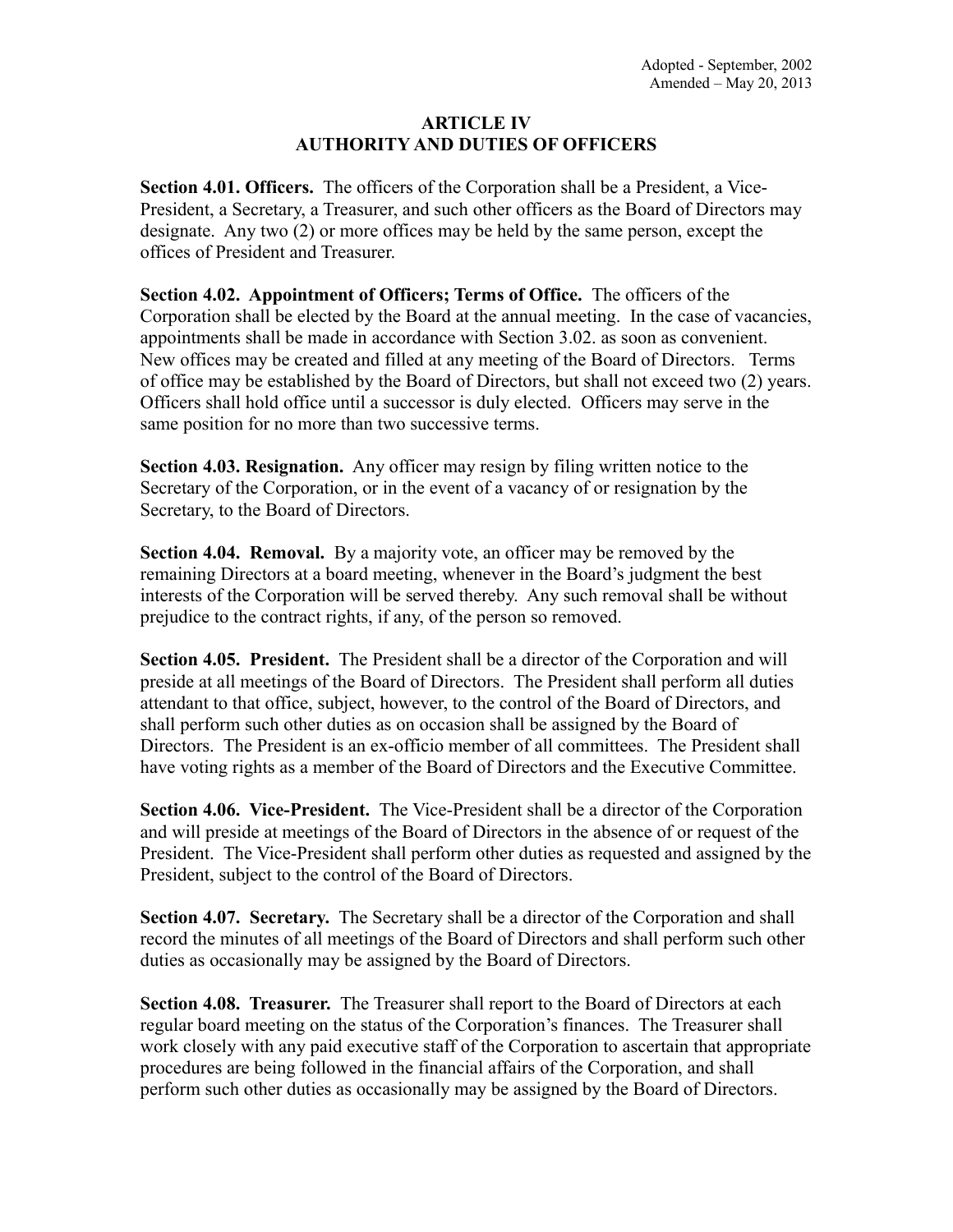Adopted - September, 2002
Amended – May 20, 2013

## ARTICLE IV
## AUTHORITY AND DUTIES OF OFFICERS

**Section 4.01. Officers.** The officers of the Corporation shall be a President, a Vice-President, a Secretary, a Treasurer, and such other officers as the Board of Directors may designate. Any two (2) or more offices may be held by the same person, except the offices of President and Treasurer.

**Section 4.02. Appointment of Officers; Terms of Office.** The officers of the Corporation shall be elected by the Board at the annual meeting. In the case of vacancies, appointments shall be made in accordance with Section 3.02. as soon as convenient. New offices may be created and filled at any meeting of the Board of Directors. Terms of office may be established by the Board of Directors, but shall not exceed two (2) years. Officers shall hold office until a successor is duly elected. Officers may serve in the same position for no more than two successive terms.

**Section 4.03. Resignation.** Any officer may resign by filing written notice to the Secretary of the Corporation, or in the event of a vacancy of or resignation by the Secretary, to the Board of Directors.

**Section 4.04. Removal.** By a majority vote, an officer may be removed by the remaining Directors at a board meeting, whenever in the Board's judgment the best interests of the Corporation will be served thereby. Any such removal shall be without prejudice to the contract rights, if any, of the person so removed.

**Section 4.05. President.** The President shall be a director of the Corporation and will preside at all meetings of the Board of Directors. The President shall perform all duties attendant to that office, subject, however, to the control of the Board of Directors, and shall perform such other duties as on occasion shall be assigned by the Board of Directors. The President is an ex-officio member of all committees. The President shall have voting rights as a member of the Board of Directors and the Executive Committee.

**Section 4.06. Vice-President.** The Vice-President shall be a director of the Corporation and will preside at meetings of the Board of Directors in the absence of or request of the President. The Vice-President shall perform other duties as requested and assigned by the President, subject to the control of the Board of Directors.

**Section 4.07. Secretary.** The Secretary shall be a director of the Corporation and shall record the minutes of all meetings of the Board of Directors and shall perform such other duties as occasionally may be assigned by the Board of Directors.

**Section 4.08. Treasurer.** The Treasurer shall report to the Board of Directors at each regular board meeting on the status of the Corporation's finances. The Treasurer shall work closely with any paid executive staff of the Corporation to ascertain that appropriate procedures are being followed in the financial affairs of the Corporation, and shall perform such other duties as occasionally may be assigned by the Board of Directors.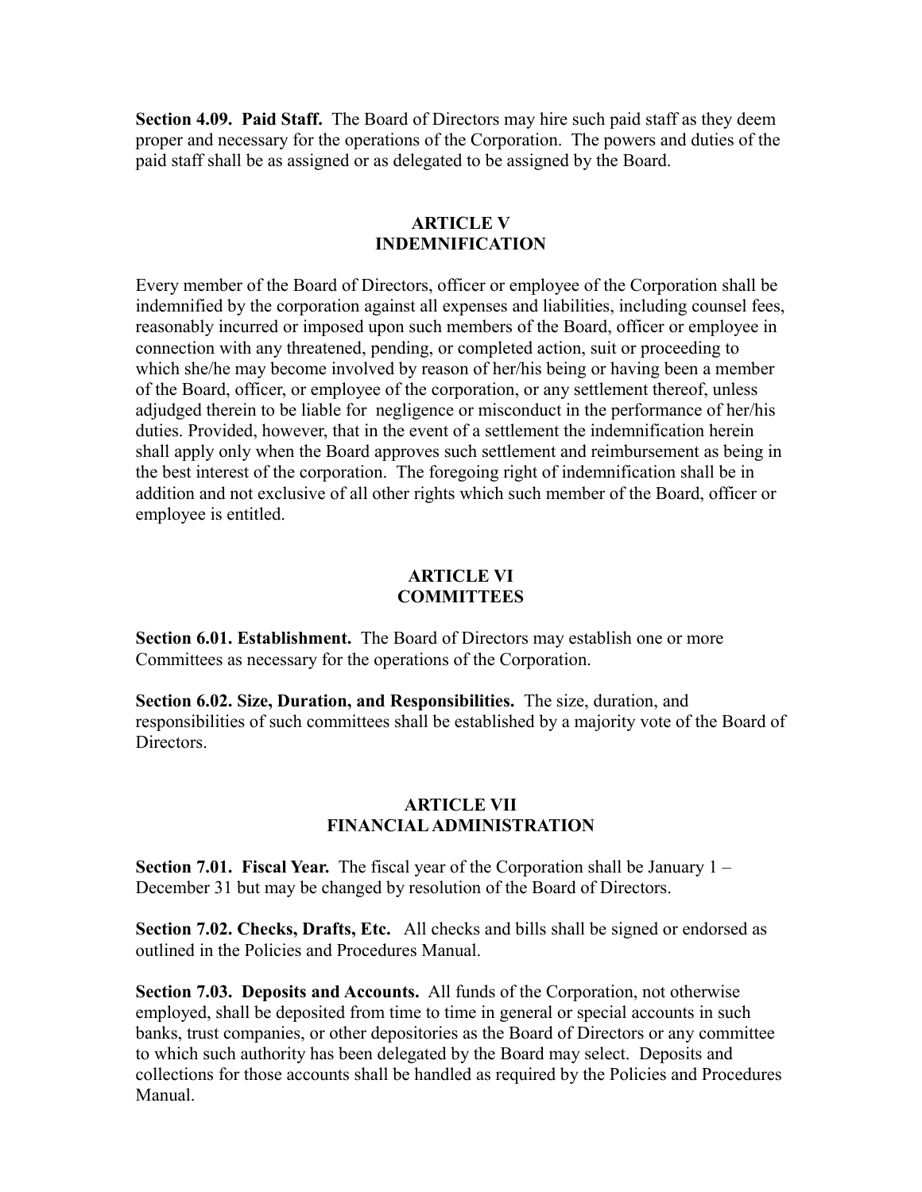**Section 4.09. Paid Staff.** The Board of Directors may hire such paid staff as they deem proper and necessary for the operations of the Corporation. The powers and duties of the paid staff shall be as assigned or as delegated to be assigned by the Board.

## ARTICLE V
## INDEMNIFICATION

Every member of the Board of Directors, officer or employee of the Corporation shall be indemnified by the corporation against all expenses and liabilities, including counsel fees, reasonably incurred or imposed upon such members of the Board, officer or employee in connection with any threatened, pending, or completed action, suit or proceeding to which she/he may become involved by reason of her/his being or having been a member of the Board, officer, or employee of the corporation, or any settlement thereof, unless adjudged therein to be liable for negligence or misconduct in the performance of her/his duties. Provided, however, that in the event of a settlement the indemnification herein shall apply only when the Board approves such settlement and reimbursement as being in the best interest of the corporation. The foregoing right of indemnification shall be in addition and not exclusive of all other rights which such member of the Board, officer or employee is entitled.

## ARTICLE VI
## COMMITTEES

**Section 6.01. Establishment.** The Board of Directors may establish one or more Committees as necessary for the operations of the Corporation.

**Section 6.02. Size, Duration, and Responsibilities.** The size, duration, and responsibilities of such committees shall be established by a majority vote of the Board of Directors.

## ARTICLE VII
## FINANCIAL ADMINISTRATION

**Section 7.01. Fiscal Year.** The fiscal year of the Corporation shall be January 1 – December 31 but may be changed by resolution of the Board of Directors.

**Section 7.02. Checks, Drafts, Etc.** All checks and bills shall be signed or endorsed as outlined in the Policies and Procedures Manual.

**Section 7.03. Deposits and Accounts.** All funds of the Corporation, not otherwise employed, shall be deposited from time to time in general or special accounts in such banks, trust companies, or other depositories as the Board of Directors or any committee to which such authority has been delegated by the Board may select. Deposits and collections for those accounts shall be handled as required by the Policies and Procedures Manual.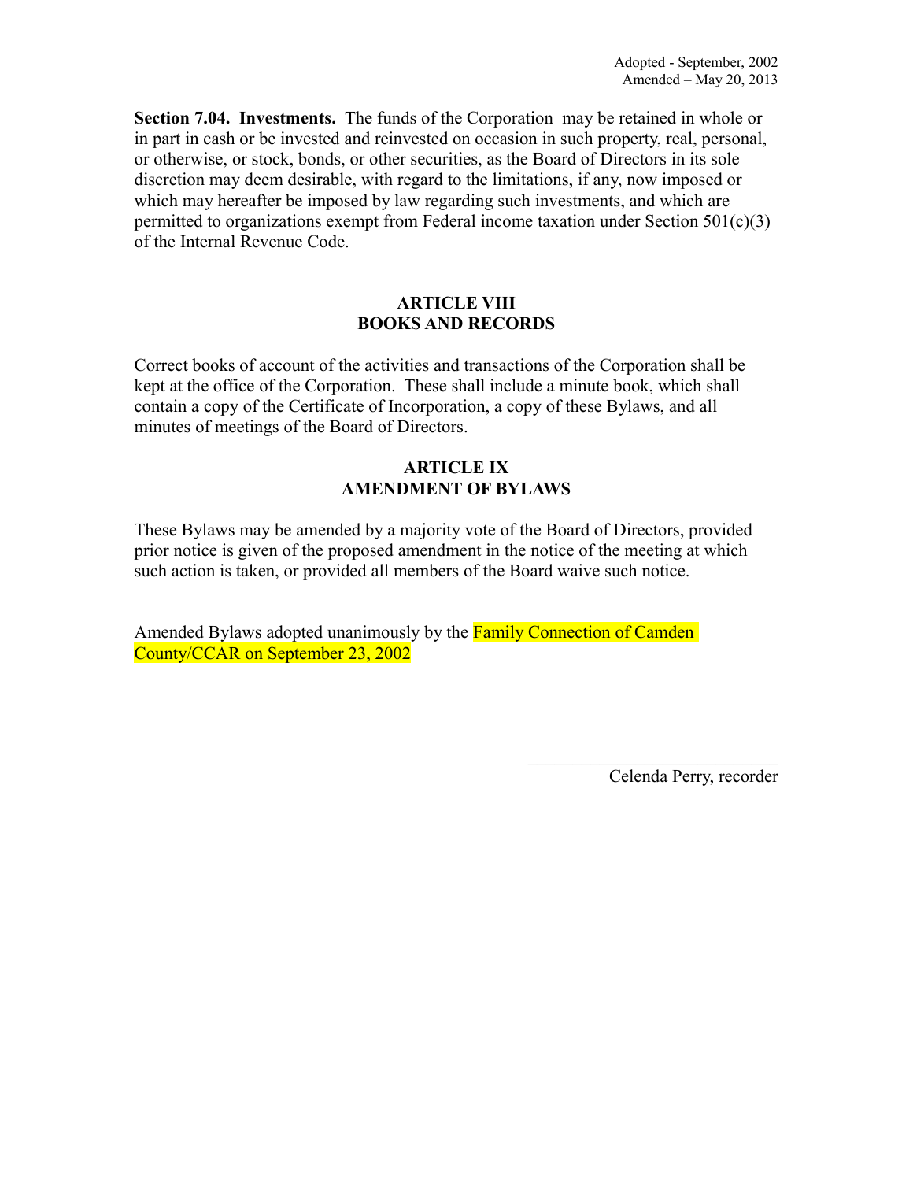Adopted - September, 2002
Amended – May 20, 2013

**Section 7.04. Investments.** The funds of the Corporation may be retained in whole or in part in cash or be invested and reinvested on occasion in such property, real, personal, or otherwise, or stock, bonds, or other securities, as the Board of Directors in its sole discretion may deem desirable, with regard to the limitations, if any, now imposed or which may hereafter be imposed by law regarding such investments, and which are permitted to organizations exempt from Federal income taxation under Section 501(c)(3) of the Internal Revenue Code.

## ARTICLE VIII
## BOOKS AND RECORDS

Correct books of account of the activities and transactions of the Corporation shall be kept at the office of the Corporation. These shall include a minute book, which shall contain a copy of the Certificate of Incorporation, a copy of these Bylaws, and all minutes of meetings of the Board of Directors.

## ARTICLE IX
## AMENDMENT OF BYLAWS

These Bylaws may be amended by a majority vote of the Board of Directors, provided prior notice is given of the proposed amendment in the notice of the meeting at which such action is taken, or provided all members of the Board waive such notice.

Amended Bylaws adopted unanimously by the Family Connection of Camden County/CCAR on September 23, 2002

\_\_\_\_\_\_\_\_\_\_\_\_\_\_\_\_\_\_\_\_\_\_\_\_\_\_\_\_

Celenda Perry, recorder